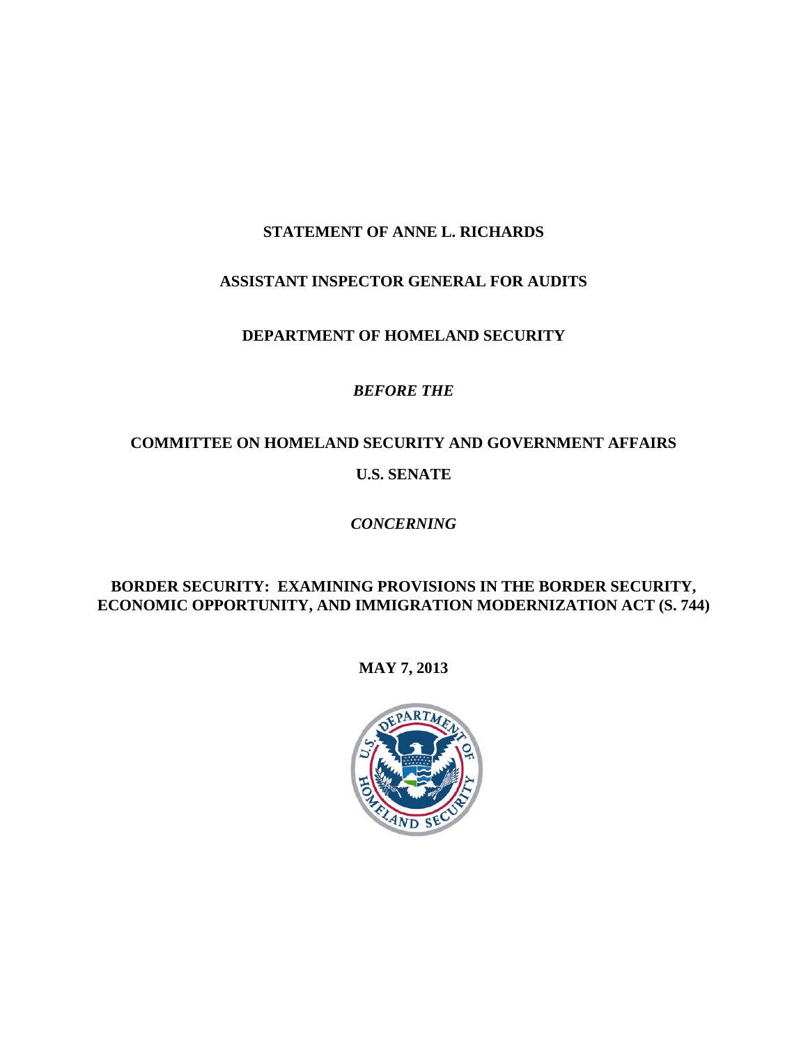**STATEMENT OF ANNE L. RICHARDS**

**ASSISTANT INSPECTOR GENERAL FOR AUDITS**

**DEPARTMENT OF HOMELAND SECURITY**

***BEFORE THE***

**COMMITTEE ON HOMELAND SECURITY AND GOVERNMENT AFFAIRS**

**U.S. SENATE**

***CONCERNING***

**BORDER SECURITY: EXAMINING PROVISIONS IN THE BORDER SECURITY, ECONOMIC OPPORTUNITY, AND IMMIGRATION MODERNIZATION ACT (S. 744)**

**MAY 7, 2013**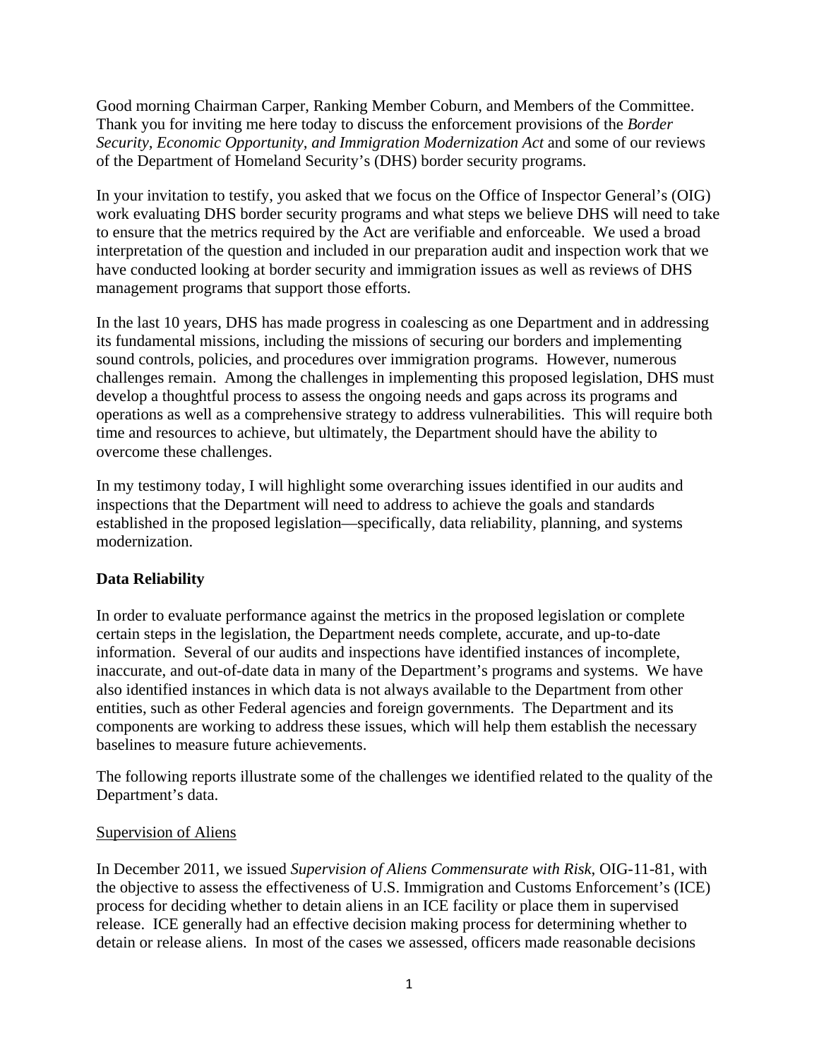Good morning Chairman Carper, Ranking Member Coburn, and Members of the Committee. Thank you for inviting me here today to discuss the enforcement provisions of the *Border Security, Economic Opportunity, and Immigration Modernization Act* and some of our reviews of the Department of Homeland Security's (DHS) border security programs.

In your invitation to testify, you asked that we focus on the Office of Inspector General's (OIG) work evaluating DHS border security programs and what steps we believe DHS will need to take to ensure that the metrics required by the Act are verifiable and enforceable. We used a broad interpretation of the question and included in our preparation audit and inspection work that we have conducted looking at border security and immigration issues as well as reviews of DHS management programs that support those efforts.

In the last 10 years, DHS has made progress in coalescing as one Department and in addressing its fundamental missions, including the missions of securing our borders and implementing sound controls, policies, and procedures over immigration programs. However, numerous challenges remain. Among the challenges in implementing this proposed legislation, DHS must develop a thoughtful process to assess the ongoing needs and gaps across its programs and operations as well as a comprehensive strategy to address vulnerabilities. This will require both time and resources to achieve, but ultimately, the Department should have the ability to overcome these challenges.

In my testimony today, I will highlight some overarching issues identified in our audits and inspections that the Department will need to address to achieve the goals and standards established in the proposed legislation—specifically, data reliability, planning, and systems modernization.

**Data Reliability**

In order to evaluate performance against the metrics in the proposed legislation or complete certain steps in the legislation, the Department needs complete, accurate, and up-to-date information. Several of our audits and inspections have identified instances of incomplete, inaccurate, and out-of-date data in many of the Department's programs and systems. We have also identified instances in which data is not always available to the Department from other entities, such as other Federal agencies and foreign governments. The Department and its components are working to address these issues, which will help them establish the necessary baselines to measure future achievements.

The following reports illustrate some of the challenges we identified related to the quality of the Department's data.

Supervision of Aliens

In December 2011, we issued *Supervision of Aliens Commensurate with Risk*, OIG-11-81, with the objective to assess the effectiveness of U.S. Immigration and Customs Enforcement's (ICE) process for deciding whether to detain aliens in an ICE facility or place them in supervised release. ICE generally had an effective decision making process for determining whether to detain or release aliens. In most of the cases we assessed, officers made reasonable decisions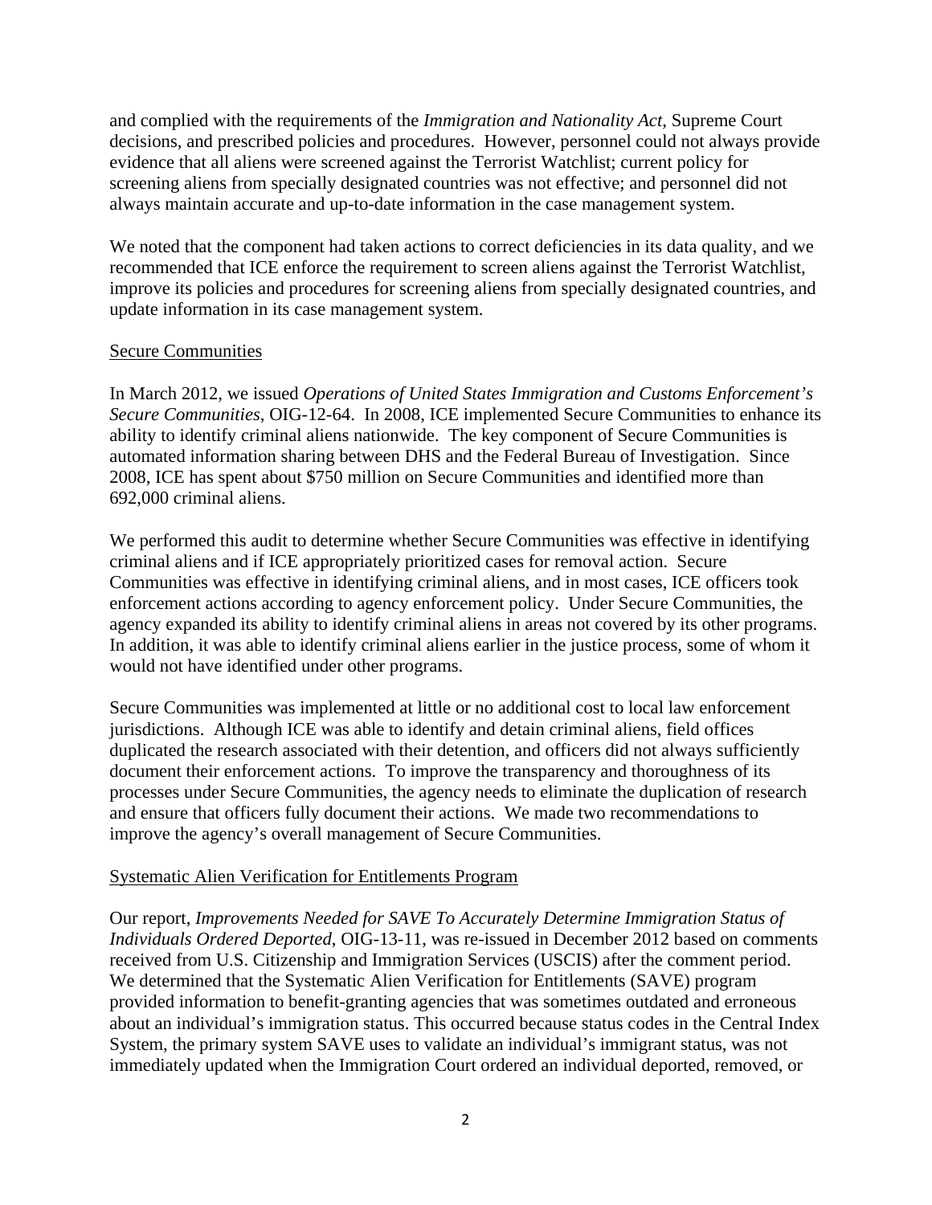and complied with the requirements of the *Immigration and Nationality Act*, Supreme Court decisions, and prescribed policies and procedures. However, personnel could not always provide evidence that all aliens were screened against the Terrorist Watchlist; current policy for screening aliens from specially designated countries was not effective; and personnel did not always maintain accurate and up-to-date information in the case management system.

We noted that the component had taken actions to correct deficiencies in its data quality, and we recommended that ICE enforce the requirement to screen aliens against the Terrorist Watchlist, improve its policies and procedures for screening aliens from specially designated countries, and update information in its case management system.

<u>Secure Communities</u>

In March 2012, we issued *Operations of United States Immigration and Customs Enforcement's Secure Communities*, OIG-12-64. In 2008, ICE implemented Secure Communities to enhance its ability to identify criminal aliens nationwide. The key component of Secure Communities is automated information sharing between DHS and the Federal Bureau of Investigation. Since 2008, ICE has spent about $750 million on Secure Communities and identified more than 692,000 criminal aliens.

We performed this audit to determine whether Secure Communities was effective in identifying criminal aliens and if ICE appropriately prioritized cases for removal action. Secure Communities was effective in identifying criminal aliens, and in most cases, ICE officers took enforcement actions according to agency enforcement policy. Under Secure Communities, the agency expanded its ability to identify criminal aliens in areas not covered by its other programs. In addition, it was able to identify criminal aliens earlier in the justice process, some of whom it would not have identified under other programs.

Secure Communities was implemented at little or no additional cost to local law enforcement jurisdictions. Although ICE was able to identify and detain criminal aliens, field offices duplicated the research associated with their detention, and officers did not always sufficiently document their enforcement actions. To improve the transparency and thoroughness of its processes under Secure Communities, the agency needs to eliminate the duplication of research and ensure that officers fully document their actions. We made two recommendations to improve the agency's overall management of Secure Communities.

<u>Systematic Alien Verification for Entitlements Program</u>

Our report, *Improvements Needed for SAVE To Accurately Determine Immigration Status of Individuals Ordered Deported*, OIG-13-11, was re-issued in December 2012 based on comments received from U.S. Citizenship and Immigration Services (USCIS) after the comment period. We determined that the Systematic Alien Verification for Entitlements (SAVE) program provided information to benefit-granting agencies that was sometimes outdated and erroneous about an individual's immigration status. This occurred because status codes in the Central Index System, the primary system SAVE uses to validate an individual's immigrant status, was not immediately updated when the Immigration Court ordered an individual deported, removed, or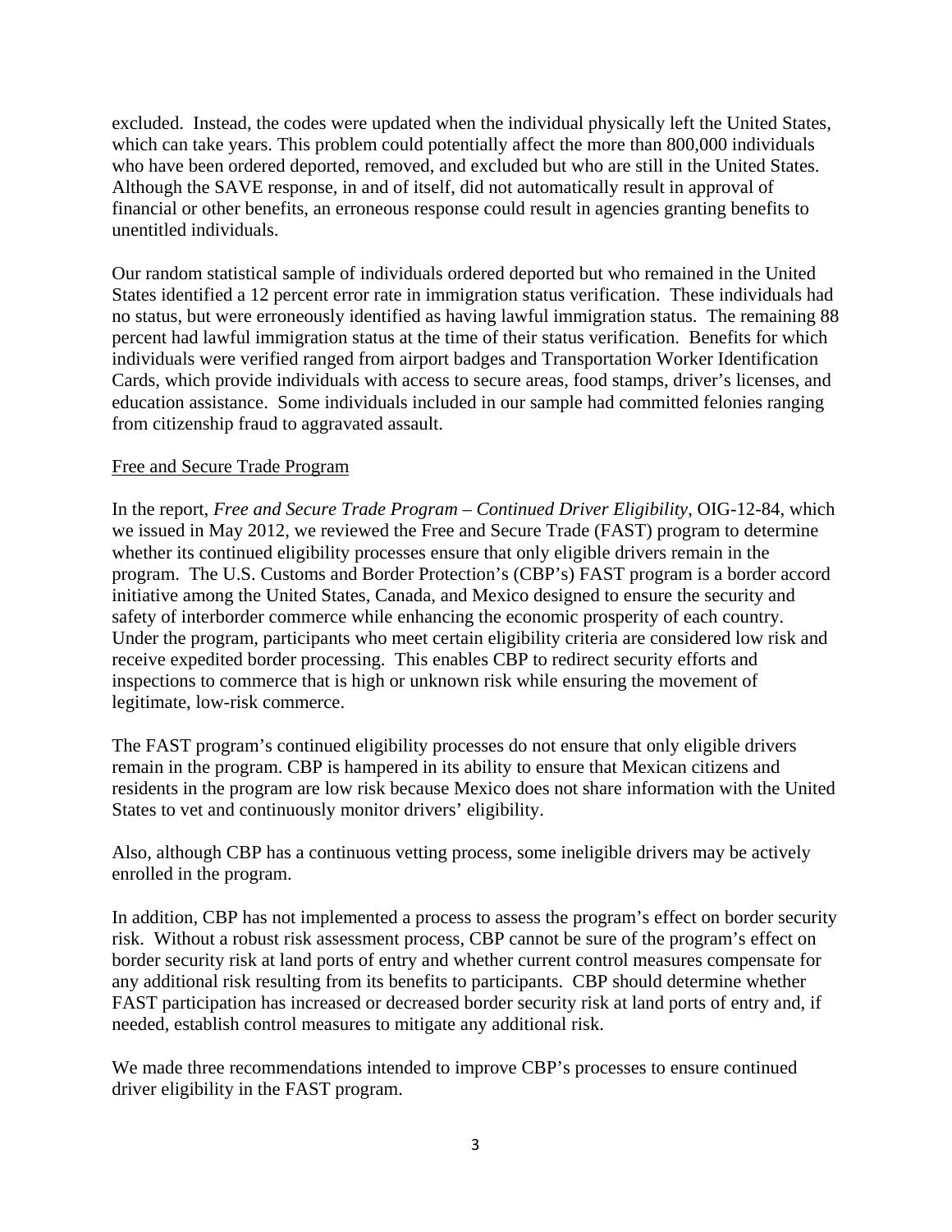excluded. Instead, the codes were updated when the individual physically left the United States, which can take years. This problem could potentially affect the more than 800,000 individuals who have been ordered deported, removed, and excluded but who are still in the United States. Although the SAVE response, in and of itself, did not automatically result in approval of financial or other benefits, an erroneous response could result in agencies granting benefits to unentitled individuals.

Our random statistical sample of individuals ordered deported but who remained in the United States identified a 12 percent error rate in immigration status verification. These individuals had no status, but were erroneously identified as having lawful immigration status. The remaining 88 percent had lawful immigration status at the time of their status verification. Benefits for which individuals were verified ranged from airport badges and Transportation Worker Identification Cards, which provide individuals with access to secure areas, food stamps, driver's licenses, and education assistance. Some individuals included in our sample had committed felonies ranging from citizenship fraud to aggravated assault.

Free and Secure Trade Program

In the report, *Free and Secure Trade Program – Continued Driver Eligibility*, OIG-12-84, which we issued in May 2012, we reviewed the Free and Secure Trade (FAST) program to determine whether its continued eligibility processes ensure that only eligible drivers remain in the program. The U.S. Customs and Border Protection's (CBP's) FAST program is a border accord initiative among the United States, Canada, and Mexico designed to ensure the security and safety of interborder commerce while enhancing the economic prosperity of each country. Under the program, participants who meet certain eligibility criteria are considered low risk and receive expedited border processing. This enables CBP to redirect security efforts and inspections to commerce that is high or unknown risk while ensuring the movement of legitimate, low-risk commerce.

The FAST program's continued eligibility processes do not ensure that only eligible drivers remain in the program. CBP is hampered in its ability to ensure that Mexican citizens and residents in the program are low risk because Mexico does not share information with the United States to vet and continuously monitor drivers' eligibility.

Also, although CBP has a continuous vetting process, some ineligible drivers may be actively enrolled in the program.

In addition, CBP has not implemented a process to assess the program's effect on border security risk. Without a robust risk assessment process, CBP cannot be sure of the program's effect on border security risk at land ports of entry and whether current control measures compensate for any additional risk resulting from its benefits to participants. CBP should determine whether FAST participation has increased or decreased border security risk at land ports of entry and, if needed, establish control measures to mitigate any additional risk.

We made three recommendations intended to improve CBP's processes to ensure continued driver eligibility in the FAST program.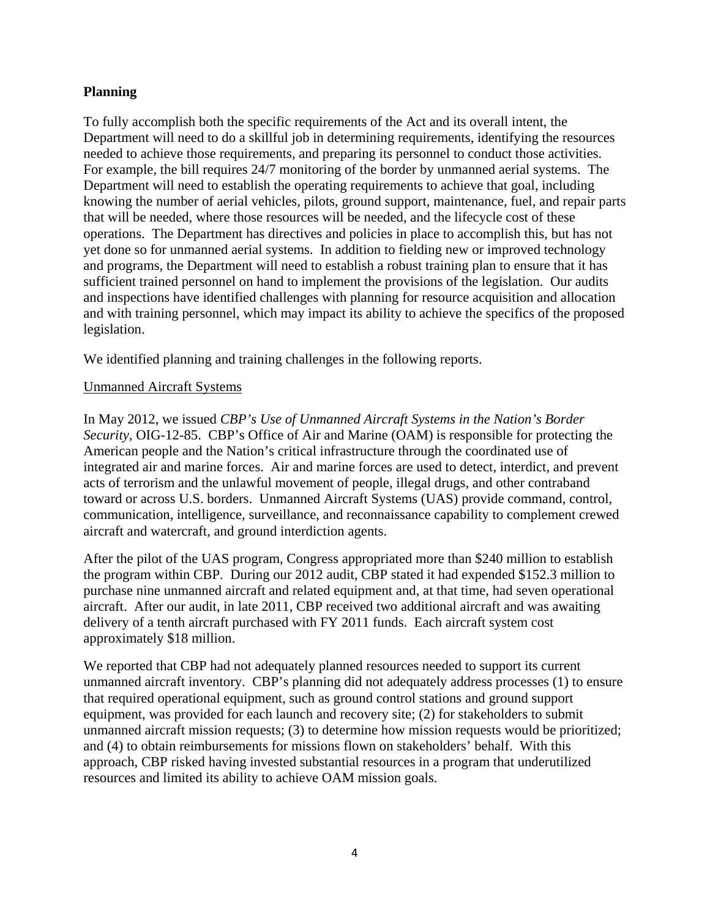**Planning**

To fully accomplish both the specific requirements of the Act and its overall intent, the Department will need to do a skillful job in determining requirements, identifying the resources needed to achieve those requirements, and preparing its personnel to conduct those activities. For example, the bill requires 24/7 monitoring of the border by unmanned aerial systems. The Department will need to establish the operating requirements to achieve that goal, including knowing the number of aerial vehicles, pilots, ground support, maintenance, fuel, and repair parts that will be needed, where those resources will be needed, and the lifecycle cost of these operations. The Department has directives and policies in place to accomplish this, but has not yet done so for unmanned aerial systems. In addition to fielding new or improved technology and programs, the Department will need to establish a robust training plan to ensure that it has sufficient trained personnel on hand to implement the provisions of the legislation. Our audits and inspections have identified challenges with planning for resource acquisition and allocation and with training personnel, which may impact its ability to achieve the specifics of the proposed legislation.

We identified planning and training challenges in the following reports.

<u>Unmanned Aircraft Systems</u>

In May 2012, we issued *CBP's Use of Unmanned Aircraft Systems in the Nation's Border Security*, OIG-12-85. CBP's Office of Air and Marine (OAM) is responsible for protecting the American people and the Nation's critical infrastructure through the coordinated use of integrated air and marine forces. Air and marine forces are used to detect, interdict, and prevent acts of terrorism and the unlawful movement of people, illegal drugs, and other contraband toward or across U.S. borders. Unmanned Aircraft Systems (UAS) provide command, control, communication, intelligence, surveillance, and reconnaissance capability to complement crewed aircraft and watercraft, and ground interdiction agents.

After the pilot of the UAS program, Congress appropriated more than $240 million to establish the program within CBP. During our 2012 audit, CBP stated it had expended $152.3 million to purchase nine unmanned aircraft and related equipment and, at that time, had seven operational aircraft. After our audit, in late 2011, CBP received two additional aircraft and was awaiting delivery of a tenth aircraft purchased with FY 2011 funds. Each aircraft system cost approximately $18 million.

We reported that CBP had not adequately planned resources needed to support its current unmanned aircraft inventory. CBP's planning did not adequately address processes (1) to ensure that required operational equipment, such as ground control stations and ground support equipment, was provided for each launch and recovery site; (2) for stakeholders to submit unmanned aircraft mission requests; (3) to determine how mission requests would be prioritized; and (4) to obtain reimbursements for missions flown on stakeholders' behalf. With this approach, CBP risked having invested substantial resources in a program that underutilized resources and limited its ability to achieve OAM mission goals.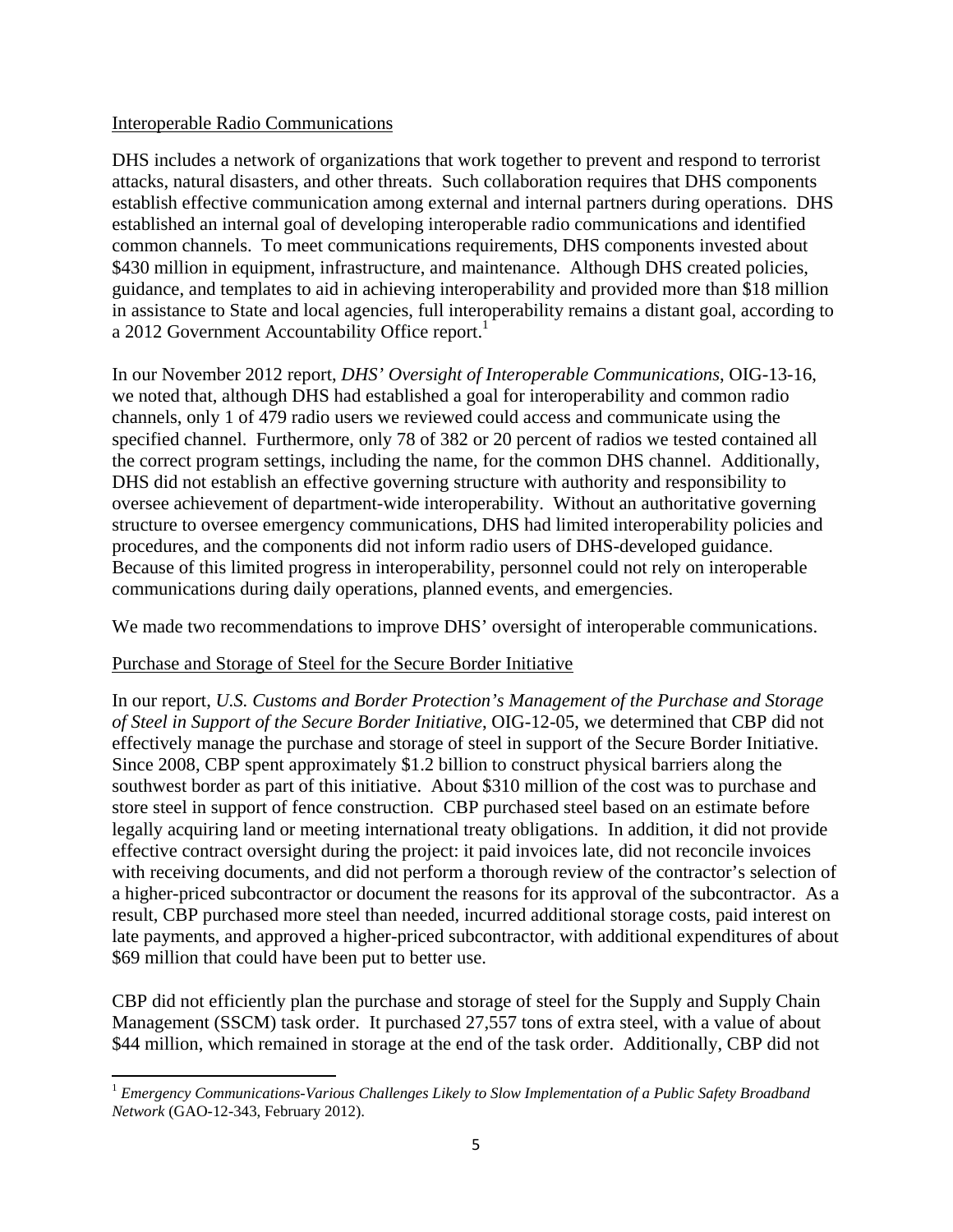Interoperable Radio Communications

DHS includes a network of organizations that work together to prevent and respond to terrorist attacks, natural disasters, and other threats. Such collaboration requires that DHS components establish effective communication among external and internal partners during operations. DHS established an internal goal of developing interoperable radio communications and identified common channels. To meet communications requirements, DHS components invested about $430 million in equipment, infrastructure, and maintenance. Although DHS created policies, guidance, and templates to aid in achieving interoperability and provided more than $18 million in assistance to State and local agencies, full interoperability remains a distant goal, according to a 2012 Government Accountability Office report.[1]

In our November 2012 report, *DHS' Oversight of Interoperable Communications*, OIG-13-16, we noted that, although DHS had established a goal for interoperability and common radio channels, only 1 of 479 radio users we reviewed could access and communicate using the specified channel. Furthermore, only 78 of 382 or 20 percent of radios we tested contained all the correct program settings, including the name, for the common DHS channel. Additionally, DHS did not establish an effective governing structure with authority and responsibility to oversee achievement of department-wide interoperability. Without an authoritative governing structure to oversee emergency communications, DHS had limited interoperability policies and procedures, and the components did not inform radio users of DHS-developed guidance. Because of this limited progress in interoperability, personnel could not rely on interoperable communications during daily operations, planned events, and emergencies.

We made two recommendations to improve DHS' oversight of interoperable communications.

Purchase and Storage of Steel for the Secure Border Initiative

In our report, *U.S. Customs and Border Protection's Management of the Purchase and Storage of Steel in Support of the Secure Border Initiative*, OIG-12-05, we determined that CBP did not effectively manage the purchase and storage of steel in support of the Secure Border Initiative. Since 2008, CBP spent approximately $1.2 billion to construct physical barriers along the southwest border as part of this initiative. About $310 million of the cost was to purchase and store steel in support of fence construction. CBP purchased steel based on an estimate before legally acquiring land or meeting international treaty obligations. In addition, it did not provide effective contract oversight during the project: it paid invoices late, did not reconcile invoices with receiving documents, and did not perform a thorough review of the contractor's selection of a higher-priced subcontractor or document the reasons for its approval of the subcontractor. As a result, CBP purchased more steel than needed, incurred additional storage costs, paid interest on late payments, and approved a higher-priced subcontractor, with additional expenditures of about $69 million that could have been put to better use.

CBP did not efficiently plan the purchase and storage of steel for the Supply and Supply Chain Management (SSCM) task order. It purchased 27,557 tons of extra steel, with a value of about $44 million, which remained in storage at the end of the task order. Additionally, CBP did not

[1] *Emergency Communications-Various Challenges Likely to Slow Implementation of a Public Safety Broadband Network* (GAO-12-343, February 2012).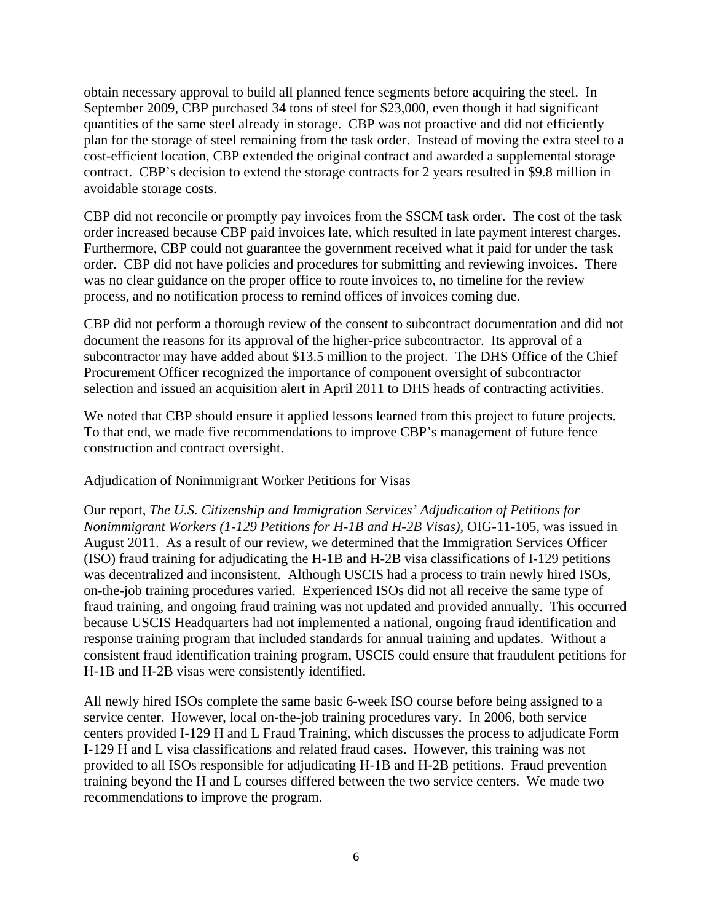obtain necessary approval to build all planned fence segments before acquiring the steel. In September 2009, CBP purchased 34 tons of steel for $23,000, even though it had significant quantities of the same steel already in storage. CBP was not proactive and did not efficiently plan for the storage of steel remaining from the task order. Instead of moving the extra steel to a cost-efficient location, CBP extended the original contract and awarded a supplemental storage contract. CBP's decision to extend the storage contracts for 2 years resulted in $9.8 million in avoidable storage costs.

CBP did not reconcile or promptly pay invoices from the SSCM task order. The cost of the task order increased because CBP paid invoices late, which resulted in late payment interest charges. Furthermore, CBP could not guarantee the government received what it paid for under the task order. CBP did not have policies and procedures for submitting and reviewing invoices. There was no clear guidance on the proper office to route invoices to, no timeline for the review process, and no notification process to remind offices of invoices coming due.

CBP did not perform a thorough review of the consent to subcontract documentation and did not document the reasons for its approval of the higher-price subcontractor. Its approval of a subcontractor may have added about $13.5 million to the project. The DHS Office of the Chief Procurement Officer recognized the importance of component oversight of subcontractor selection and issued an acquisition alert in April 2011 to DHS heads of contracting activities.

We noted that CBP should ensure it applied lessons learned from this project to future projects. To that end, we made five recommendations to improve CBP's management of future fence construction and contract oversight.

<u>Adjudication of Nonimmigrant Worker Petitions for Visas</u>

Our report, *The U.S. Citizenship and Immigration Services' Adjudication of Petitions for Nonimmigrant Workers (1-129 Petitions for H-1B and H-2B Visas)*, OIG-11-105, was issued in August 2011. As a result of our review, we determined that the Immigration Services Officer (ISO) fraud training for adjudicating the H-1B and H-2B visa classifications of I-129 petitions was decentralized and inconsistent. Although USCIS had a process to train newly hired ISOs, on-the-job training procedures varied. Experienced ISOs did not all receive the same type of fraud training, and ongoing fraud training was not updated and provided annually. This occurred because USCIS Headquarters had not implemented a national, ongoing fraud identification and response training program that included standards for annual training and updates. Without a consistent fraud identification training program, USCIS could ensure that fraudulent petitions for H-1B and H-2B visas were consistently identified.

All newly hired ISOs complete the same basic 6-week ISO course before being assigned to a service center. However, local on-the-job training procedures vary. In 2006, both service centers provided I-129 H and L Fraud Training, which discusses the process to adjudicate Form I-129 H and L visa classifications and related fraud cases. However, this training was not provided to all ISOs responsible for adjudicating H-1B and H-2B petitions. Fraud prevention training beyond the H and L courses differed between the two service centers. We made two recommendations to improve the program.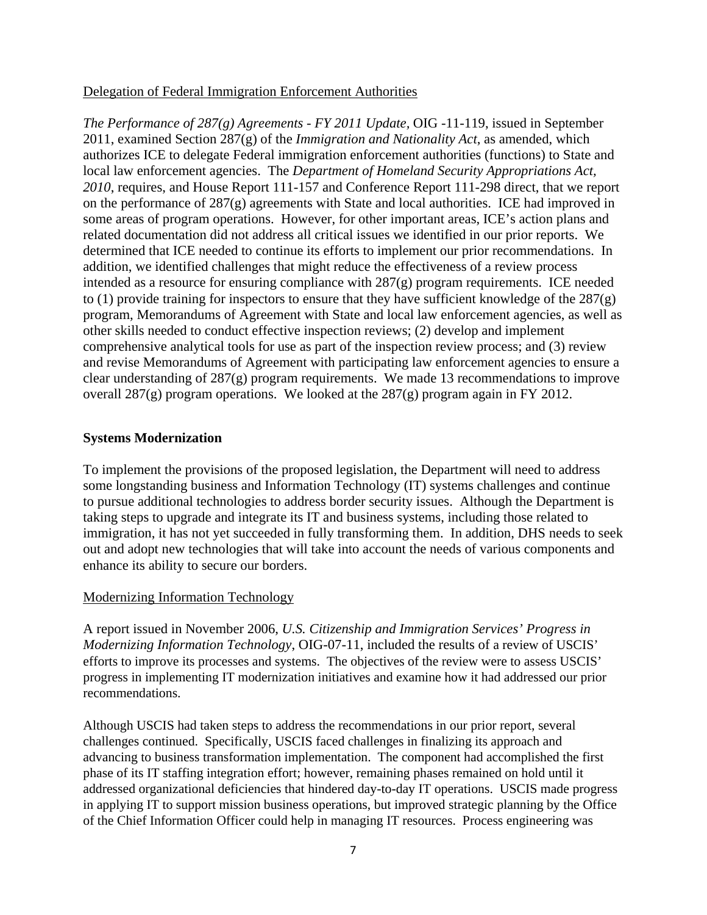Delegation of Federal Immigration Enforcement Authorities

*The Performance of 287(g) Agreements - FY 2011 Update,* OIG -11-119, issued in September 2011, examined Section 287(g) of the *Immigration and Nationality Act*, as amended, which authorizes ICE to delegate Federal immigration enforcement authorities (functions) to State and local law enforcement agencies. The *Department of Homeland Security Appropriations Act, 2010*, requires, and House Report 111-157 and Conference Report 111-298 direct, that we report on the performance of 287(g) agreements with State and local authorities. ICE had improved in some areas of program operations. However, for other important areas, ICE's action plans and related documentation did not address all critical issues we identified in our prior reports. We determined that ICE needed to continue its efforts to implement our prior recommendations. In addition, we identified challenges that might reduce the effectiveness of a review process intended as a resource for ensuring compliance with 287(g) program requirements. ICE needed to (1) provide training for inspectors to ensure that they have sufficient knowledge of the 287(g) program, Memorandums of Agreement with State and local law enforcement agencies, as well as other skills needed to conduct effective inspection reviews; (2) develop and implement comprehensive analytical tools for use as part of the inspection review process; and (3) review and revise Memorandums of Agreement with participating law enforcement agencies to ensure a clear understanding of 287(g) program requirements. We made 13 recommendations to improve overall 287(g) program operations. We looked at the 287(g) program again in FY 2012.

**Systems Modernization**

To implement the provisions of the proposed legislation, the Department will need to address some longstanding business and Information Technology (IT) systems challenges and continue to pursue additional technologies to address border security issues. Although the Department is taking steps to upgrade and integrate its IT and business systems, including those related to immigration, it has not yet succeeded in fully transforming them. In addition, DHS needs to seek out and adopt new technologies that will take into account the needs of various components and enhance its ability to secure our borders.

Modernizing Information Technology

A report issued in November 2006, *U.S. Citizenship and Immigration Services' Progress in Modernizing Information Technology*, OIG-07-11, included the results of a review of USCIS' efforts to improve its processes and systems. The objectives of the review were to assess USCIS' progress in implementing IT modernization initiatives and examine how it had addressed our prior recommendations.

Although USCIS had taken steps to address the recommendations in our prior report, several challenges continued. Specifically, USCIS faced challenges in finalizing its approach and advancing to business transformation implementation. The component had accomplished the first phase of its IT staffing integration effort; however, remaining phases remained on hold until it addressed organizational deficiencies that hindered day-to-day IT operations. USCIS made progress in applying IT to support mission business operations, but improved strategic planning by the Office of the Chief Information Officer could help in managing IT resources. Process engineering was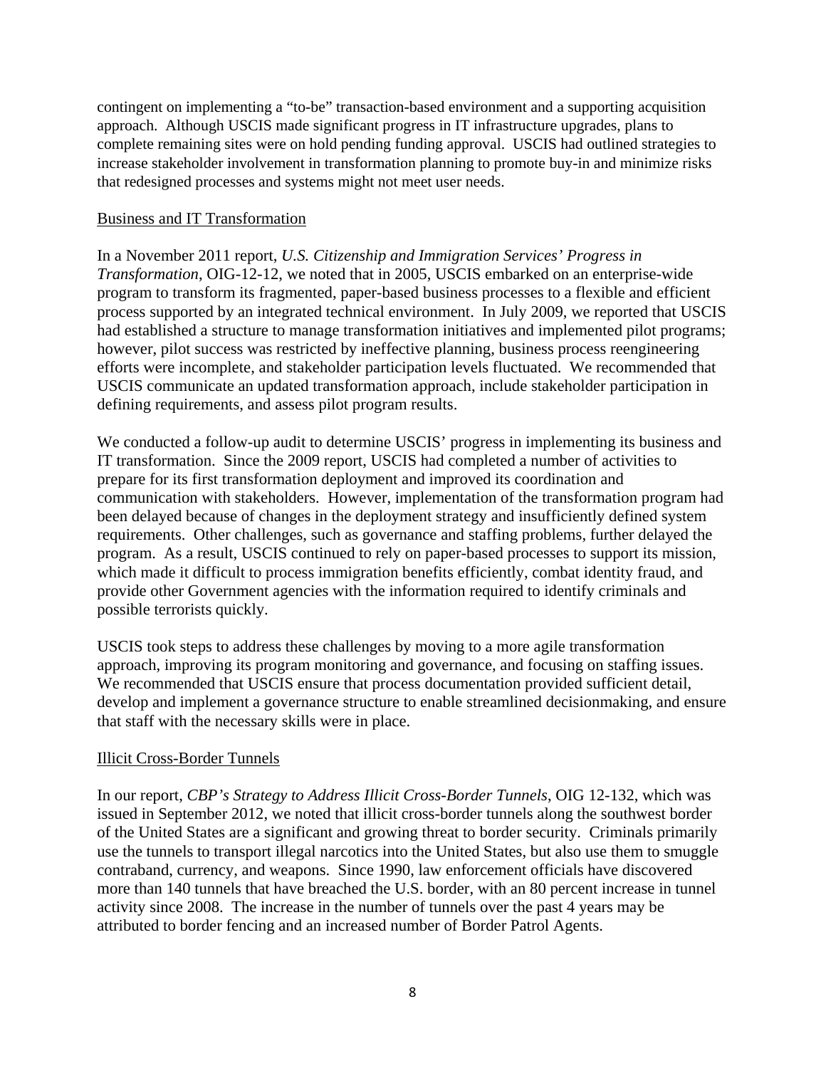contingent on implementing a "to-be" transaction-based environment and a supporting acquisition approach. Although USCIS made significant progress in IT infrastructure upgrades, plans to complete remaining sites were on hold pending funding approval. USCIS had outlined strategies to increase stakeholder involvement in transformation planning to promote buy-in and minimize risks that redesigned processes and systems might not meet user needs.

<u>Business and IT Transformation</u>

In a November 2011 report, *U.S. Citizenship and Immigration Services' Progress in Transformation*, OIG-12-12, we noted that in 2005, USCIS embarked on an enterprise-wide program to transform its fragmented, paper-based business processes to a flexible and efficient process supported by an integrated technical environment. In July 2009, we reported that USCIS had established a structure to manage transformation initiatives and implemented pilot programs; however, pilot success was restricted by ineffective planning, business process reengineering efforts were incomplete, and stakeholder participation levels fluctuated. We recommended that USCIS communicate an updated transformation approach, include stakeholder participation in defining requirements, and assess pilot program results.

We conducted a follow-up audit to determine USCIS' progress in implementing its business and IT transformation. Since the 2009 report, USCIS had completed a number of activities to prepare for its first transformation deployment and improved its coordination and communication with stakeholders. However, implementation of the transformation program had been delayed because of changes in the deployment strategy and insufficiently defined system requirements. Other challenges, such as governance and staffing problems, further delayed the program. As a result, USCIS continued to rely on paper-based processes to support its mission, which made it difficult to process immigration benefits efficiently, combat identity fraud, and provide other Government agencies with the information required to identify criminals and possible terrorists quickly.

USCIS took steps to address these challenges by moving to a more agile transformation approach, improving its program monitoring and governance, and focusing on staffing issues. We recommended that USCIS ensure that process documentation provided sufficient detail, develop and implement a governance structure to enable streamlined decisionmaking, and ensure that staff with the necessary skills were in place.

<u>Illicit Cross-Border Tunnels</u>

In our report, *CBP's Strategy to Address Illicit Cross-Border Tunnels*, OIG 12-132, which was issued in September 2012, we noted that illicit cross-border tunnels along the southwest border of the United States are a significant and growing threat to border security. Criminals primarily use the tunnels to transport illegal narcotics into the United States, but also use them to smuggle contraband, currency, and weapons. Since 1990, law enforcement officials have discovered more than 140 tunnels that have breached the U.S. border, with an 80 percent increase in tunnel activity since 2008. The increase in the number of tunnels over the past 4 years may be attributed to border fencing and an increased number of Border Patrol Agents.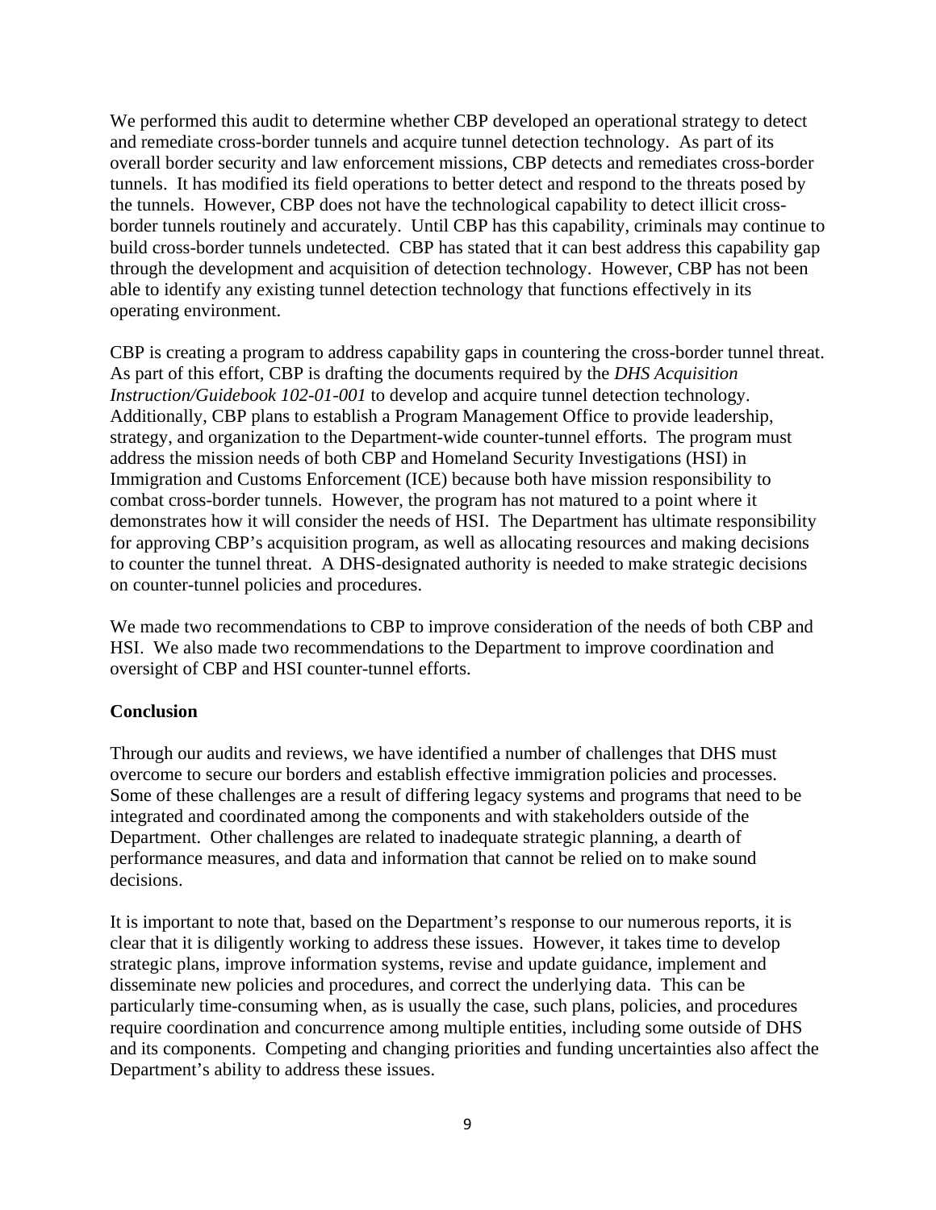We performed this audit to determine whether CBP developed an operational strategy to detect and remediate cross-border tunnels and acquire tunnel detection technology. As part of its overall border security and law enforcement missions, CBP detects and remediates cross-border tunnels. It has modified its field operations to better detect and respond to the threats posed by the tunnels. However, CBP does not have the technological capability to detect illicit cross-border tunnels routinely and accurately. Until CBP has this capability, criminals may continue to build cross-border tunnels undetected. CBP has stated that it can best address this capability gap through the development and acquisition of detection technology. However, CBP has not been able to identify any existing tunnel detection technology that functions effectively in its operating environment.

CBP is creating a program to address capability gaps in countering the cross-border tunnel threat. As part of this effort, CBP is drafting the documents required by the *DHS Acquisition Instruction/Guidebook 102-01-001* to develop and acquire tunnel detection technology. Additionally, CBP plans to establish a Program Management Office to provide leadership, strategy, and organization to the Department-wide counter-tunnel efforts. The program must address the mission needs of both CBP and Homeland Security Investigations (HSI) in Immigration and Customs Enforcement (ICE) because both have mission responsibility to combat cross-border tunnels. However, the program has not matured to a point where it demonstrates how it will consider the needs of HSI. The Department has ultimate responsibility for approving CBP's acquisition program, as well as allocating resources and making decisions to counter the tunnel threat. A DHS-designated authority is needed to make strategic decisions on counter-tunnel policies and procedures.

We made two recommendations to CBP to improve consideration of the needs of both CBP and HSI. We also made two recommendations to the Department to improve coordination and oversight of CBP and HSI counter-tunnel efforts.

**Conclusion**

Through our audits and reviews, we have identified a number of challenges that DHS must overcome to secure our borders and establish effective immigration policies and processes. Some of these challenges are a result of differing legacy systems and programs that need to be integrated and coordinated among the components and with stakeholders outside of the Department. Other challenges are related to inadequate strategic planning, a dearth of performance measures, and data and information that cannot be relied on to make sound decisions.

It is important to note that, based on the Department's response to our numerous reports, it is clear that it is diligently working to address these issues. However, it takes time to develop strategic plans, improve information systems, revise and update guidance, implement and disseminate new policies and procedures, and correct the underlying data. This can be particularly time-consuming when, as is usually the case, such plans, policies, and procedures require coordination and concurrence among multiple entities, including some outside of DHS and its components. Competing and changing priorities and funding uncertainties also affect the Department's ability to address these issues.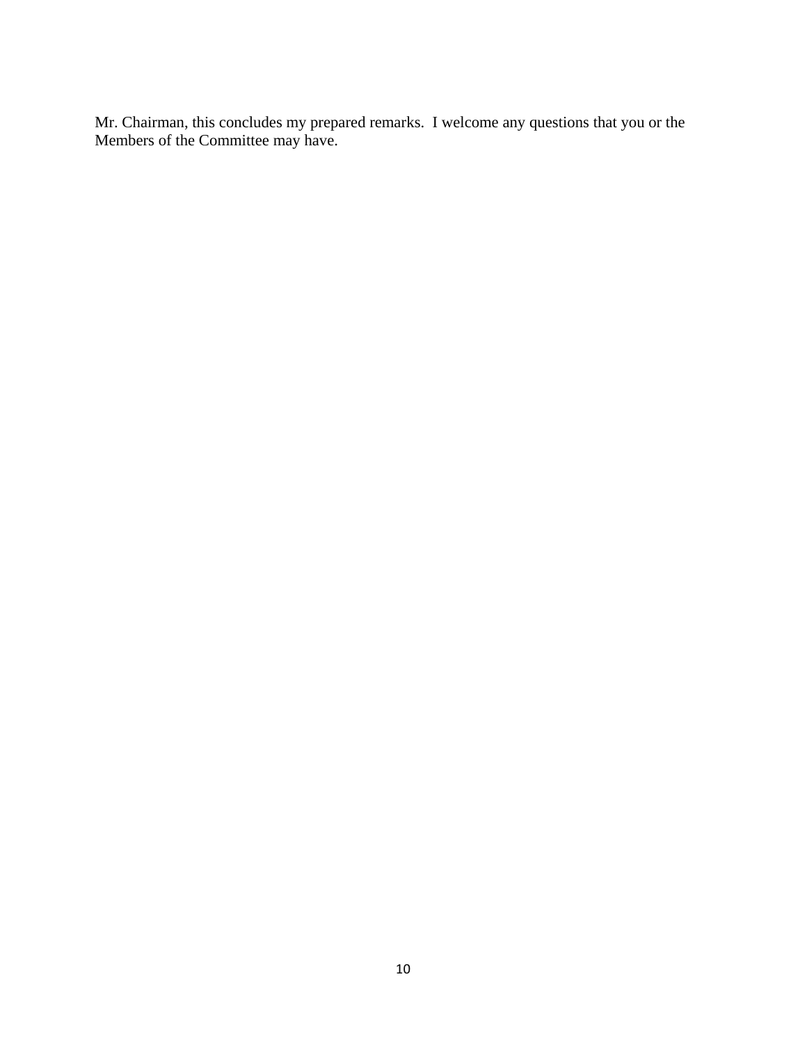Mr. Chairman, this concludes my prepared remarks. I welcome any questions that you or the Members of the Committee may have.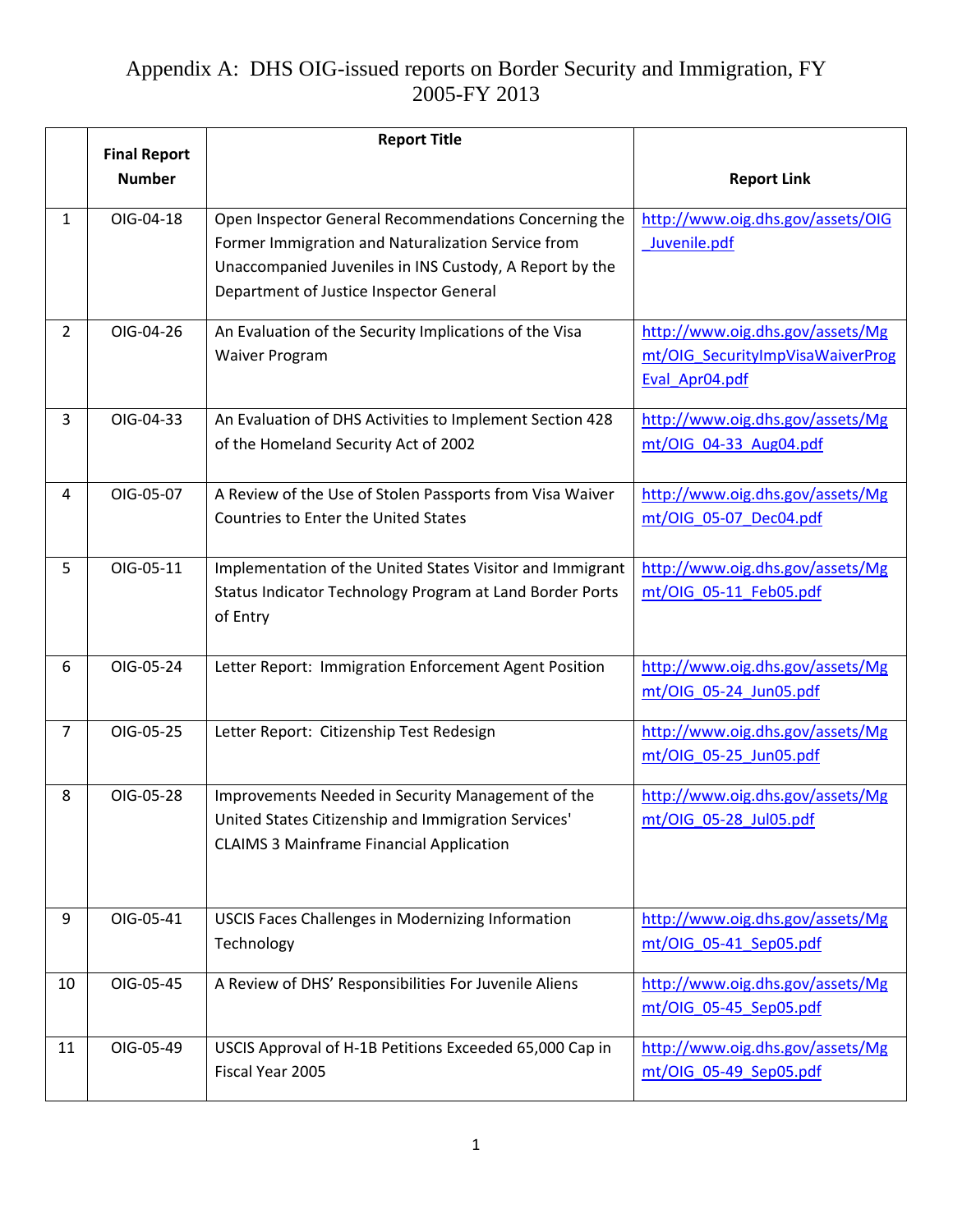# Appendix A: DHS OIG-issued reports on Border Security and Immigration, FY 2005-FY 2013

| | Final Report Number | Report Title | Report Link |
|---|---|---|---|
| 1 | OIG-04-18 | Open Inspector General Recommendations Concerning the Former Immigration and Naturalization Service from Unaccompanied Juveniles in INS Custody, A Report by the Department of Justice Inspector General | http://www.oig.dhs.gov/assets/OIG_Juvenile.pdf |
| 2 | OIG-04-26 | An Evaluation of the Security Implications of the Visa Waiver Program | http://www.oig.dhs.gov/assets/Mgmt/OIG_SecurityImpVisaWaiverProgEval_Apr04.pdf |
| 3 | OIG-04-33 | An Evaluation of DHS Activities to Implement Section 428 of the Homeland Security Act of 2002 | http://www.oig.dhs.gov/assets/Mgmt/OIG_04-33_Aug04.pdf |
| 4 | OIG-05-07 | A Review of the Use of Stolen Passports from Visa Waiver Countries to Enter the United States | http://www.oig.dhs.gov/assets/Mgmt/OIG_05-07_Dec04.pdf |
| 5 | OIG-05-11 | Implementation of the United States Visitor and Immigrant Status Indicator Technology Program at Land Border Ports of Entry | http://www.oig.dhs.gov/assets/Mgmt/OIG_05-11_Feb05.pdf |
| 6 | OIG-05-24 | Letter Report: Immigration Enforcement Agent Position | http://www.oig.dhs.gov/assets/Mgmt/OIG_05-24_Jun05.pdf |
| 7 | OIG-05-25 | Letter Report: Citizenship Test Redesign | http://www.oig.dhs.gov/assets/Mgmt/OIG_05-25_Jun05.pdf |
| 8 | OIG-05-28 | Improvements Needed in Security Management of the United States Citizenship and Immigration Services' CLAIMS 3 Mainframe Financial Application | http://www.oig.dhs.gov/assets/Mgmt/OIG_05-28_Jul05.pdf |
| 9 | OIG-05-41 | USCIS Faces Challenges in Modernizing Information Technology | http://www.oig.dhs.gov/assets/Mgmt/OIG_05-41_Sep05.pdf |
| 10 | OIG-05-45 | A Review of DHS' Responsibilities For Juvenile Aliens | http://www.oig.dhs.gov/assets/Mgmt/OIG_05-45_Sep05.pdf |
| 11 | OIG-05-49 | USCIS Approval of H-1B Petitions Exceeded 65,000 Cap in Fiscal Year 2005 | http://www.oig.dhs.gov/assets/Mgmt/OIG_05-49_Sep05.pdf |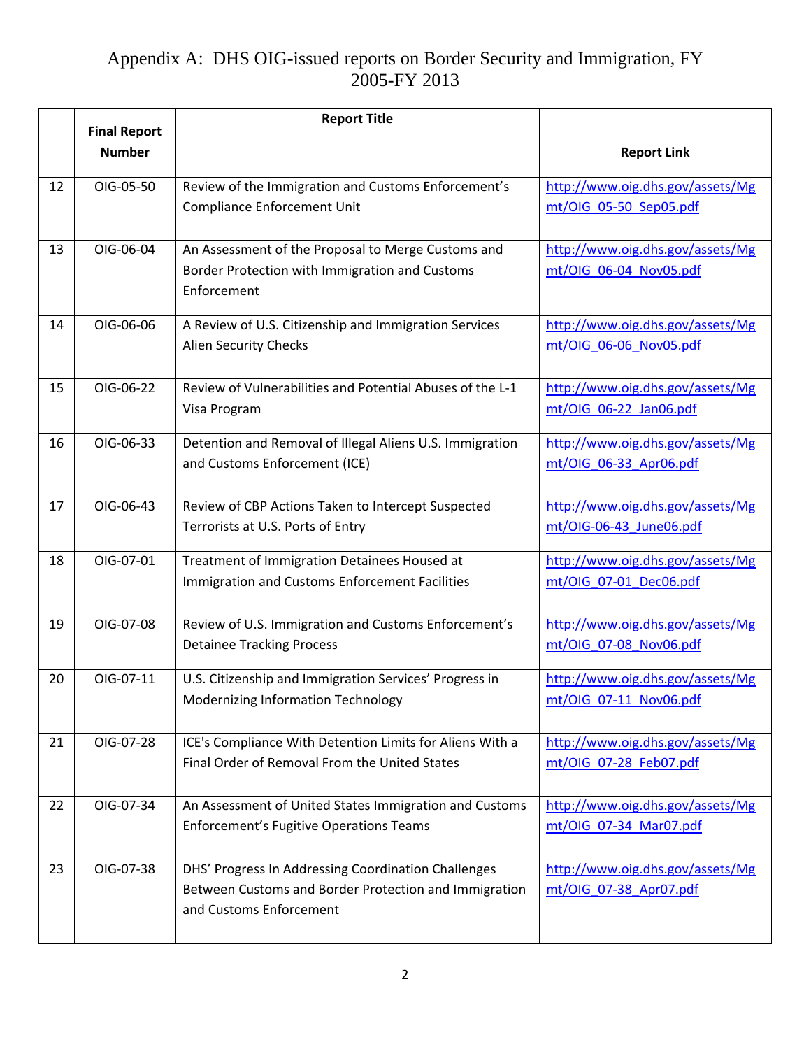# Appendix A: DHS OIG-issued reports on Border Security and Immigration, FY 2005-FY 2013

| | Final Report Number | Report Title | Report Link |
|---|---|---|---|
| 12 | OIG-05-50 | Review of the Immigration and Customs Enforcement's Compliance Enforcement Unit | http://www.oig.dhs.gov/assets/Mgmt/OIG_05-50_Sep05.pdf |
| 13 | OIG-06-04 | An Assessment of the Proposal to Merge Customs and Border Protection with Immigration and Customs Enforcement | http://www.oig.dhs.gov/assets/Mgmt/OIG_06-04_Nov05.pdf |
| 14 | OIG-06-06 | A Review of U.S. Citizenship and Immigration Services Alien Security Checks | http://www.oig.dhs.gov/assets/Mgmt/OIG_06-06_Nov05.pdf |
| 15 | OIG-06-22 | Review of Vulnerabilities and Potential Abuses of the L-1 Visa Program | http://www.oig.dhs.gov/assets/Mgmt/OIG_06-22_Jan06.pdf |
| 16 | OIG-06-33 | Detention and Removal of Illegal Aliens U.S. Immigration and Customs Enforcement (ICE) | http://www.oig.dhs.gov/assets/Mgmt/OIG_06-33_Apr06.pdf |
| 17 | OIG-06-43 | Review of CBP Actions Taken to Intercept Suspected Terrorists at U.S. Ports of Entry | http://www.oig.dhs.gov/assets/Mgmt/OIG-06-43_June06.pdf |
| 18 | OIG-07-01 | Treatment of Immigration Detainees Housed at Immigration and Customs Enforcement Facilities | http://www.oig.dhs.gov/assets/Mgmt/OIG_07-01_Dec06.pdf |
| 19 | OIG-07-08 | Review of U.S. Immigration and Customs Enforcement's Detainee Tracking Process | http://www.oig.dhs.gov/assets/Mgmt/OIG_07-08_Nov06.pdf |
| 20 | OIG-07-11 | U.S. Citizenship and Immigration Services' Progress in Modernizing Information Technology | http://www.oig.dhs.gov/assets/Mgmt/OIG_07-11_Nov06.pdf |
| 21 | OIG-07-28 | ICE's Compliance With Detention Limits for Aliens With a Final Order of Removal From the United States | http://www.oig.dhs.gov/assets/Mgmt/OIG_07-28_Feb07.pdf |
| 22 | OIG-07-34 | An Assessment of United States Immigration and Customs Enforcement's Fugitive Operations Teams | http://www.oig.dhs.gov/assets/Mgmt/OIG_07-34_Mar07.pdf |
| 23 | OIG-07-38 | DHS' Progress In Addressing Coordination Challenges Between Customs and Border Protection and Immigration and Customs Enforcement | http://www.oig.dhs.gov/assets/Mgmt/OIG_07-38_Apr07.pdf |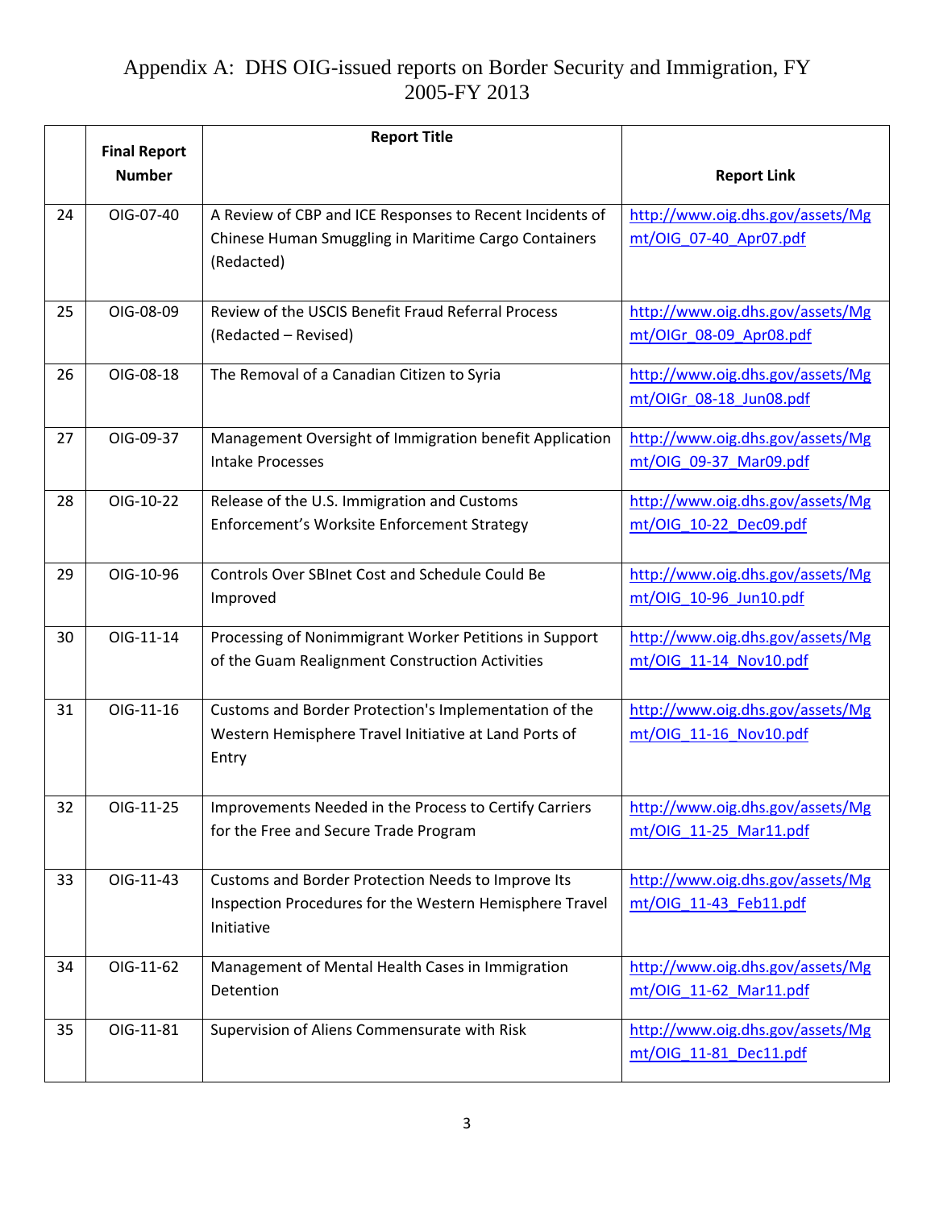# Appendix A: DHS OIG-issued reports on Border Security and Immigration, FY 2005-FY 2013

| | Final Report Number | Report Title | Report Link |
|---|---|---|---|
| 24 | OIG-07-40 | A Review of CBP and ICE Responses to Recent Incidents of Chinese Human Smuggling in Maritime Cargo Containers (Redacted) | http://www.oig.dhs.gov/assets/Mgmt/OIG_07-40_Apr07.pdf |
| 25 | OIG-08-09 | Review of the USCIS Benefit Fraud Referral Process (Redacted – Revised) | http://www.oig.dhs.gov/assets/Mgmt/OIGr_08-09_Apr08.pdf |
| 26 | OIG-08-18 | The Removal of a Canadian Citizen to Syria | http://www.oig.dhs.gov/assets/Mgmt/OIGr_08-18_Jun08.pdf |
| 27 | OIG-09-37 | Management Oversight of Immigration benefit Application Intake Processes | http://www.oig.dhs.gov/assets/Mgmt/OIG_09-37_Mar09.pdf |
| 28 | OIG-10-22 | Release of the U.S. Immigration and Customs Enforcement's Worksite Enforcement Strategy | http://www.oig.dhs.gov/assets/Mgmt/OIG_10-22_Dec09.pdf |
| 29 | OIG-10-96 | Controls Over SBInet Cost and Schedule Could Be Improved | http://www.oig.dhs.gov/assets/Mgmt/OIG_10-96_Jun10.pdf |
| 30 | OIG-11-14 | Processing of Nonimmigrant Worker Petitions in Support of the Guam Realignment Construction Activities | http://www.oig.dhs.gov/assets/Mgmt/OIG_11-14_Nov10.pdf |
| 31 | OIG-11-16 | Customs and Border Protection's Implementation of the Western Hemisphere Travel Initiative at Land Ports of Entry | http://www.oig.dhs.gov/assets/Mgmt/OIG_11-16_Nov10.pdf |
| 32 | OIG-11-25 | Improvements Needed in the Process to Certify Carriers for the Free and Secure Trade Program | http://www.oig.dhs.gov/assets/Mgmt/OIG_11-25_Mar11.pdf |
| 33 | OIG-11-43 | Customs and Border Protection Needs to Improve Its Inspection Procedures for the Western Hemisphere Travel Initiative | http://www.oig.dhs.gov/assets/Mgmt/OIG_11-43_Feb11.pdf |
| 34 | OIG-11-62 | Management of Mental Health Cases in Immigration Detention | http://www.oig.dhs.gov/assets/Mgmt/OIG_11-62_Mar11.pdf |
| 35 | OIG-11-81 | Supervision of Aliens Commensurate with Risk | http://www.oig.dhs.gov/assets/Mgmt/OIG_11-81_Dec11.pdf |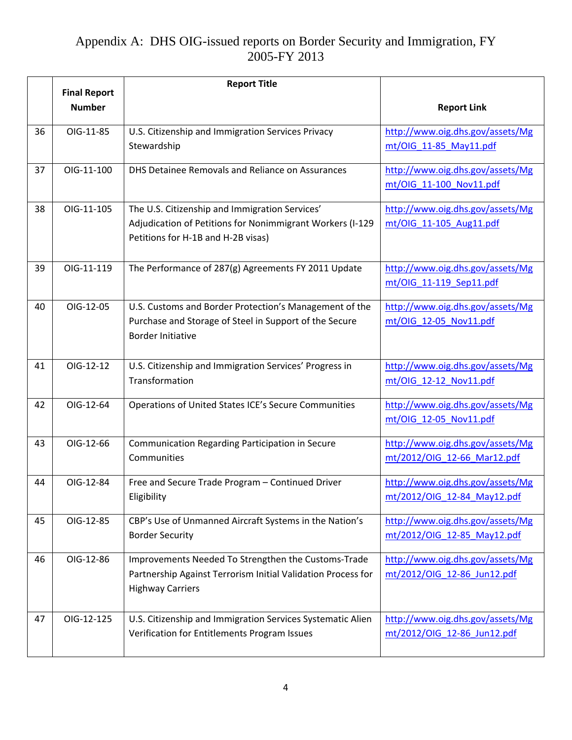# Appendix A: DHS OIG-issued reports on Border Security and Immigration, FY 2005-FY 2013

| | Final Report Number | Report Title | Report Link |
|---|---|---|---|
| 36 | OIG-11-85 | U.S. Citizenship and Immigration Services Privacy Stewardship | http://www.oig.dhs.gov/assets/Mgmt/OIG_11-85_May11.pdf |
| 37 | OIG-11-100 | DHS Detainee Removals and Reliance on Assurances | http://www.oig.dhs.gov/assets/Mgmt/OIG_11-100_Nov11.pdf |
| 38 | OIG-11-105 | The U.S. Citizenship and Immigration Services' Adjudication of Petitions for Nonimmigrant Workers (I-129 Petitions for H-1B and H-2B visas) | http://www.oig.dhs.gov/assets/Mgmt/OIG_11-105_Aug11.pdf |
| 39 | OIG-11-119 | The Performance of 287(g) Agreements FY 2011 Update | http://www.oig.dhs.gov/assets/Mgmt/OIG_11-119_Sep11.pdf |
| 40 | OIG-12-05 | U.S. Customs and Border Protection's Management of the Purchase and Storage of Steel in Support of the Secure Border Initiative | http://www.oig.dhs.gov/assets/Mgmt/OIG_12-05_Nov11.pdf |
| 41 | OIG-12-12 | U.S. Citizenship and Immigration Services' Progress in Transformation | http://www.oig.dhs.gov/assets/Mgmt/OIG_12-12_Nov11.pdf |
| 42 | OIG-12-64 | Operations of United States ICE's Secure Communities | http://www.oig.dhs.gov/assets/Mgmt/OIG_12-05_Nov11.pdf |
| 43 | OIG-12-66 | Communication Regarding Participation in Secure Communities | http://www.oig.dhs.gov/assets/Mgmt/2012/OIG_12-66_Mar12.pdf |
| 44 | OIG-12-84 | Free and Secure Trade Program – Continued Driver Eligibility | http://www.oig.dhs.gov/assets/Mgmt/2012/OIG_12-84_May12.pdf |
| 45 | OIG-12-85 | CBP's Use of Unmanned Aircraft Systems in the Nation's Border Security | http://www.oig.dhs.gov/assets/Mgmt/2012/OIG_12-85_May12.pdf |
| 46 | OIG-12-86 | Improvements Needed To Strengthen the Customs-Trade Partnership Against Terrorism Initial Validation Process for Highway Carriers | http://www.oig.dhs.gov/assets/Mgmt/2012/OIG_12-86_Jun12.pdf |
| 47 | OIG-12-125 | U.S. Citizenship and Immigration Services Systematic Alien Verification for Entitlements Program Issues | http://www.oig.dhs.gov/assets/Mgmt/2012/OIG_12-86_Jun12.pdf |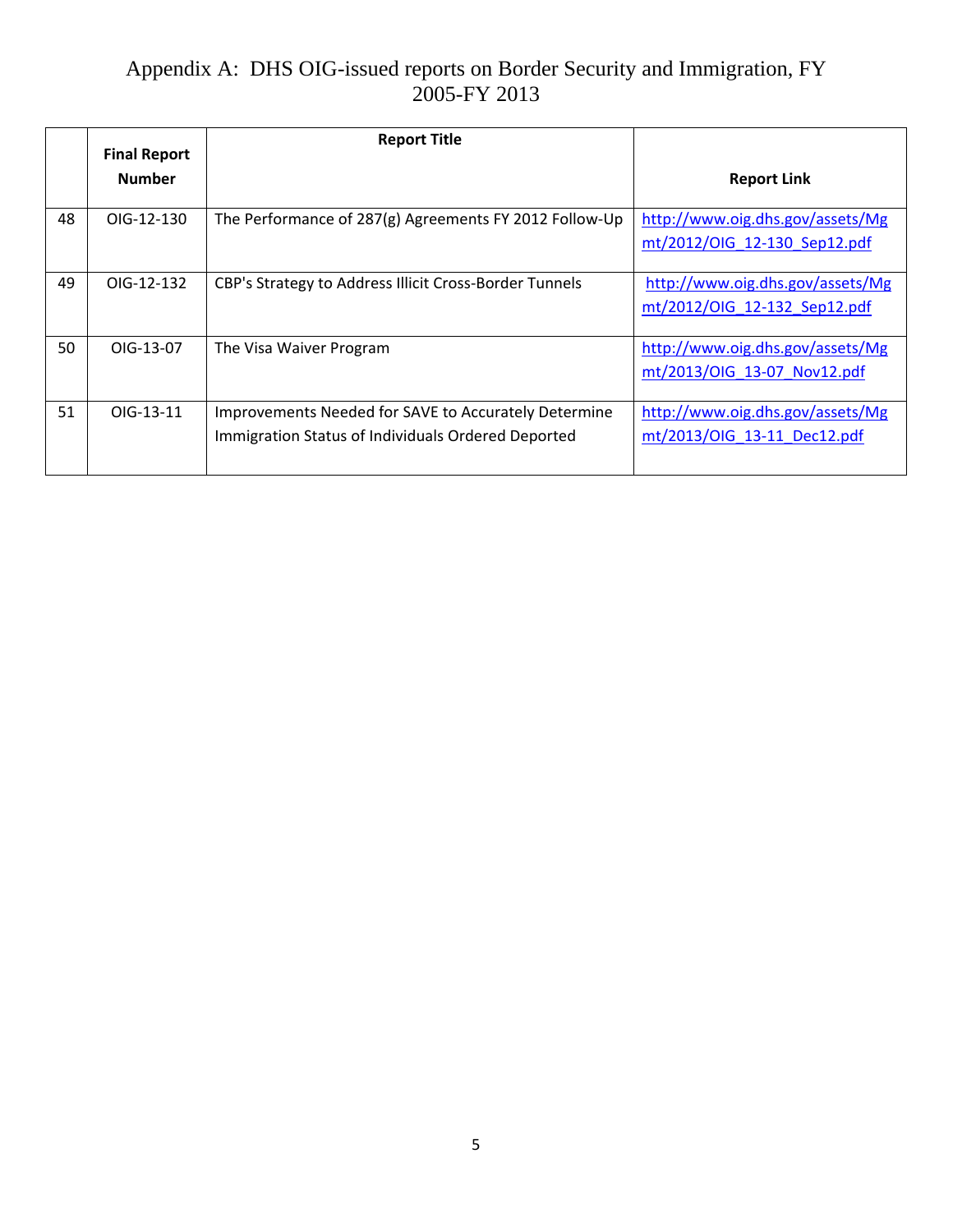# Appendix A: DHS OIG-issued reports on Border Security and Immigration, FY 2005-FY 2013

| | Final Report Number | Report Title | Report Link |
|---|---|---|---|
| 48 | OIG-12-130 | The Performance of 287(g) Agreements FY 2012 Follow-Up | http://www.oig.dhs.gov/assets/Mgmt/2012/OIG_12-130_Sep12.pdf |
| 49 | OIG-12-132 | CBP's Strategy to Address Illicit Cross-Border Tunnels | http://www.oig.dhs.gov/assets/Mgmt/2012/OIG_12-132_Sep12.pdf |
| 50 | OIG-13-07 | The Visa Waiver Program | http://www.oig.dhs.gov/assets/Mgmt/2013/OIG_13-07_Nov12.pdf |
| 51 | OIG-13-11 | Improvements Needed for SAVE to Accurately Determine Immigration Status of Individuals Ordered Deported | http://www.oig.dhs.gov/assets/Mgmt/2013/OIG_13-11_Dec12.pdf |